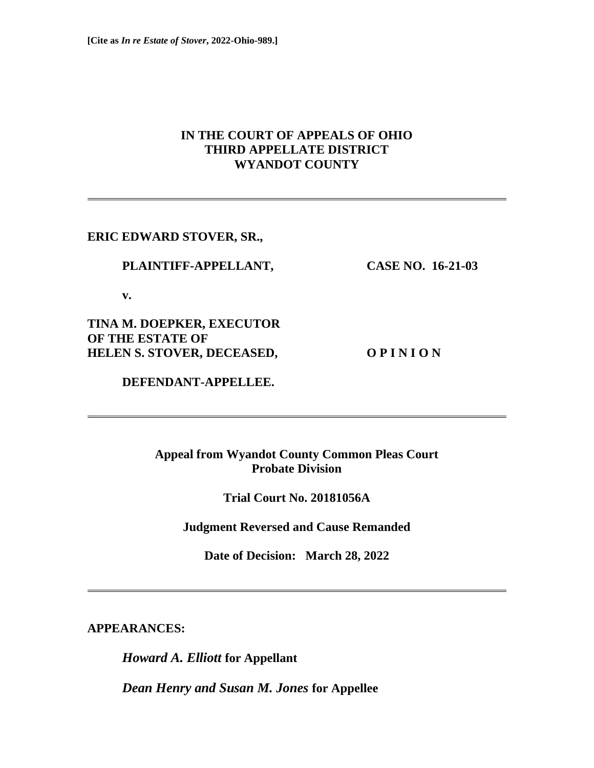**[Cite as *In re Estate of Stover*, 2022-Ohio-989.]**

# IN THE COURT OF APPEALS OF OHIO
# THIRD APPELLATE DISTRICT
# WYANDOT COUNTY

---

**ERIC EDWARD STOVER, SR.,**

**PLAINTIFF-APPELLANT,** **CASE NO. 16-21-03**

**v.**

**TINA M. DOEPKER, EXECUTOR OF THE ESTATE OF HELEN S. STOVER, DECEASED,** **O P I N I O N**

**DEFENDANT-APPELLEE.**

---

**Appeal from Wyandot County Common Pleas Court Probate Division**

**Trial Court No. 20181056A**

**Judgment Reversed and Cause Remanded**

**Date of Decision: March 28, 2022**

---

**APPEARANCES:**

***Howard A. Elliott*** **for Appellant**

***Dean Henry and Susan M. Jones*** **for Appellee**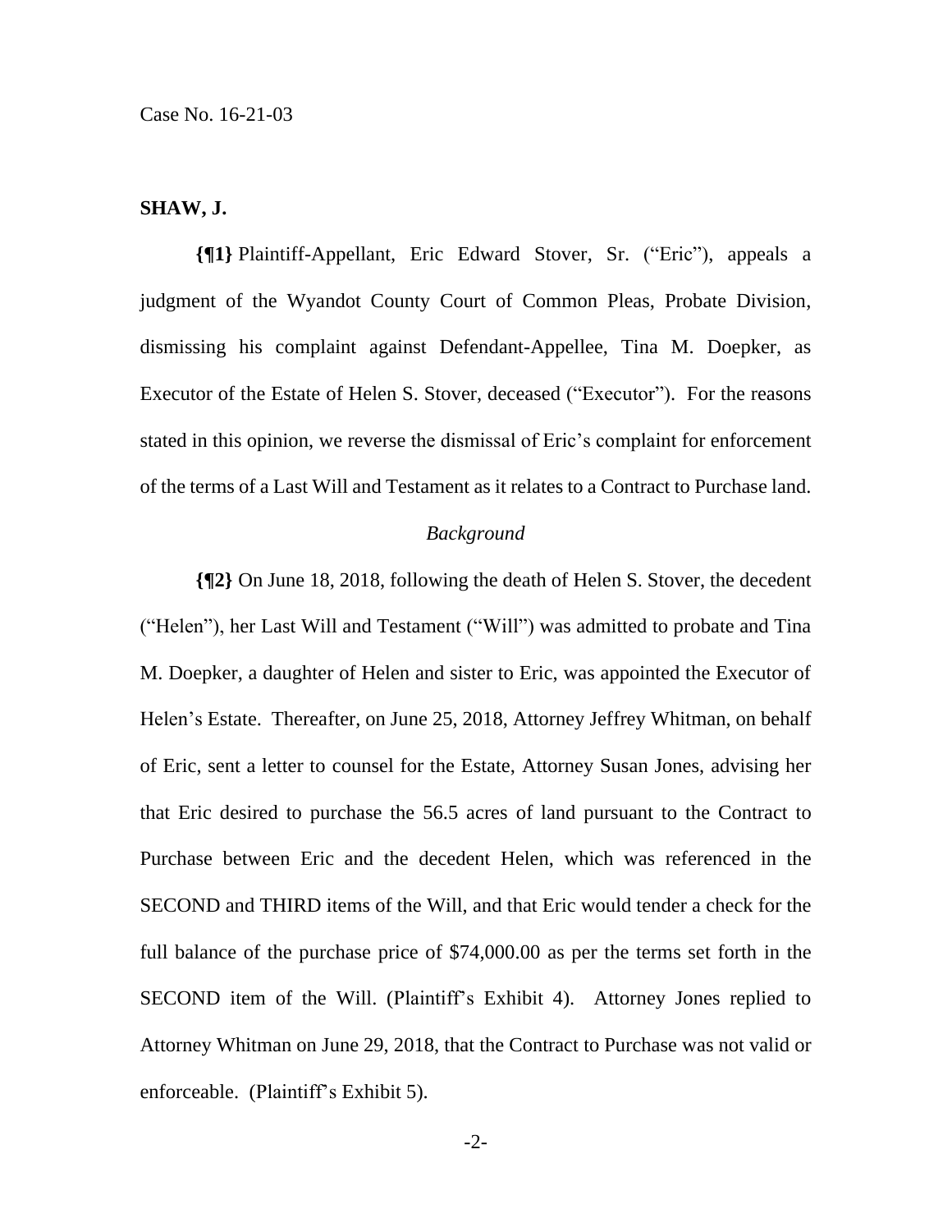**SHAW, J.**

**{¶1}** Plaintiff-Appellant, Eric Edward Stover, Sr. ("Eric"), appeals a judgment of the Wyandot County Court of Common Pleas, Probate Division, dismissing his complaint against Defendant-Appellee, Tina M. Doepker, as Executor of the Estate of Helen S. Stover, deceased ("Executor"). For the reasons stated in this opinion, we reverse the dismissal of Eric's complaint for enforcement of the terms of a Last Will and Testament as it relates to a Contract to Purchase land.

*Background*

**{¶2}** On June 18, 2018, following the death of Helen S. Stover, the decedent ("Helen"), her Last Will and Testament ("Will") was admitted to probate and Tina M. Doepker, a daughter of Helen and sister to Eric, was appointed the Executor of Helen's Estate. Thereafter, on June 25, 2018, Attorney Jeffrey Whitman, on behalf of Eric, sent a letter to counsel for the Estate, Attorney Susan Jones, advising her that Eric desired to purchase the 56.5 acres of land pursuant to the Contract to Purchase between Eric and the decedent Helen, which was referenced in the SECOND and THIRD items of the Will, and that Eric would tender a check for the full balance of the purchase price of $74,000.00 as per the terms set forth in the SECOND item of the Will. (Plaintiff's Exhibit 4). Attorney Jones replied to Attorney Whitman on June 29, 2018, that the Contract to Purchase was not valid or enforceable. (Plaintiff's Exhibit 5).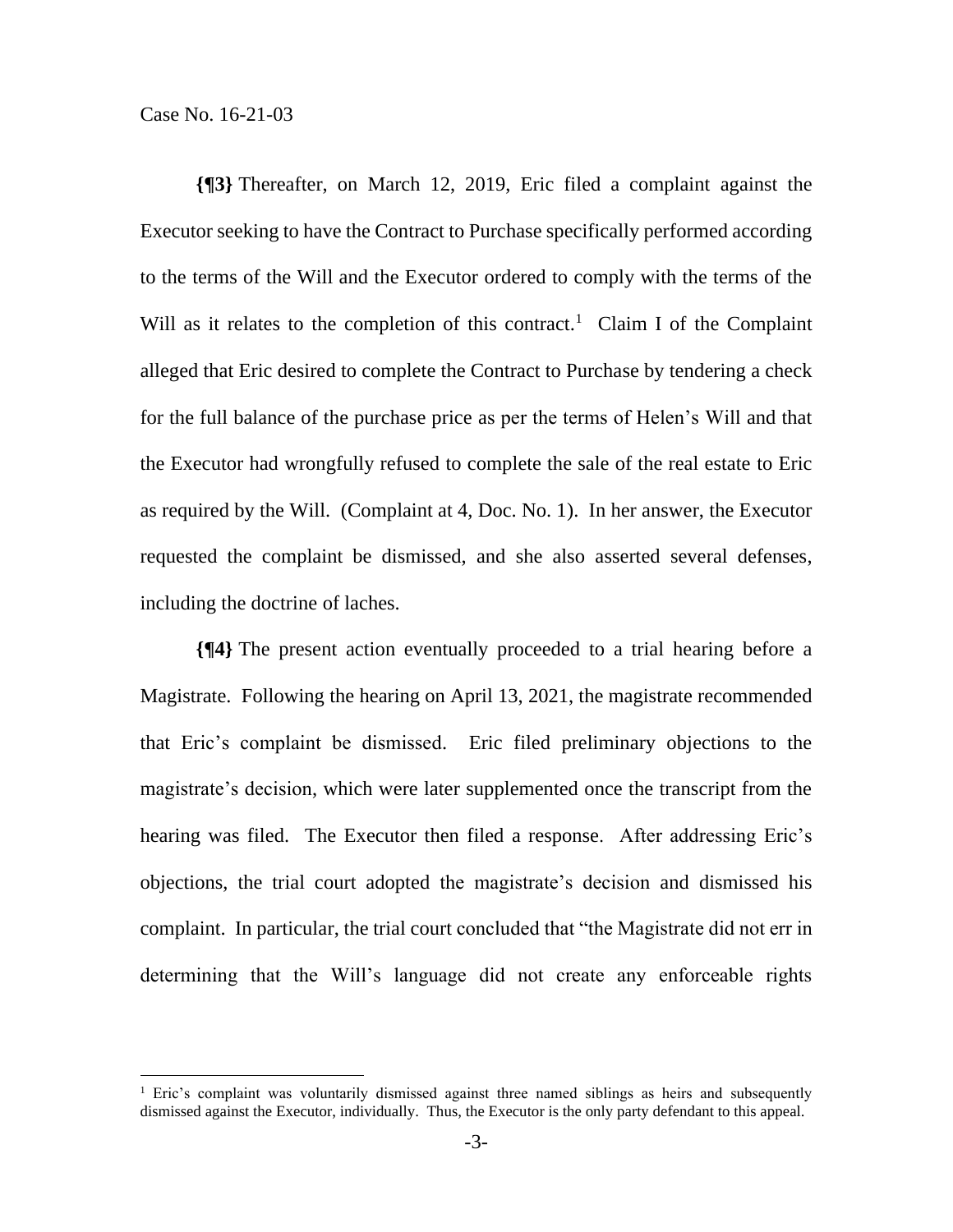**{¶3}** Thereafter, on March 12, 2019, Eric filed a complaint against the Executor seeking to have the Contract to Purchase specifically performed according to the terms of the Will and the Executor ordered to comply with the terms of the Will as it relates to the completion of this contract.[1] Claim I of the Complaint alleged that Eric desired to complete the Contract to Purchase by tendering a check for the full balance of the purchase price as per the terms of Helen's Will and that the Executor had wrongfully refused to complete the sale of the real estate to Eric as required by the Will. (Complaint at 4, Doc. No. 1). In her answer, the Executor requested the complaint be dismissed, and she also asserted several defenses, including the doctrine of laches.

**{¶4}** The present action eventually proceeded to a trial hearing before a Magistrate. Following the hearing on April 13, 2021, the magistrate recommended that Eric's complaint be dismissed. Eric filed preliminary objections to the magistrate's decision, which were later supplemented once the transcript from the hearing was filed. The Executor then filed a response. After addressing Eric's objections, the trial court adopted the magistrate's decision and dismissed his complaint. In particular, the trial court concluded that "the Magistrate did not err in determining that the Will's language did not create any enforceable rights

---

[1] Eric's complaint was voluntarily dismissed against three named siblings as heirs and subsequently dismissed against the Executor, individually. Thus, the Executor is the only party defendant to this appeal.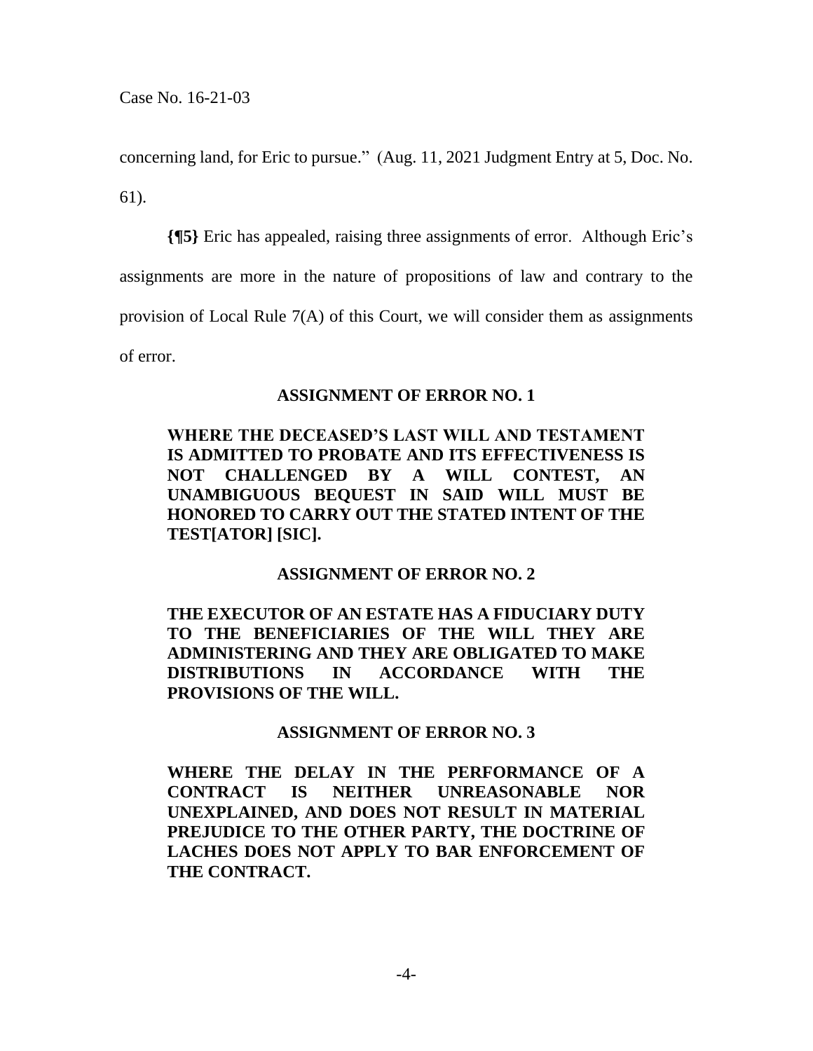concerning land, for Eric to pursue." (Aug. 11, 2021 Judgment Entry at 5, Doc. No. 61).

**{¶5}** Eric has appealed, raising three assignments of error. Although Eric's assignments are more in the nature of propositions of law and contrary to the provision of Local Rule 7(A) of this Court, we will consider them as assignments of error.

**ASSIGNMENT OF ERROR NO. 1**

**WHERE THE DECEASED'S LAST WILL AND TESTAMENT IS ADMITTED TO PROBATE AND ITS EFFECTIVENESS IS NOT CHALLENGED BY A WILL CONTEST, AN UNAMBIGUOUS BEQUEST IN SAID WILL MUST BE HONORED TO CARRY OUT THE STATED INTENT OF THE TEST[ATOR] [SIC].**

**ASSIGNMENT OF ERROR NO. 2**

**THE EXECUTOR OF AN ESTATE HAS A FIDUCIARY DUTY TO THE BENEFICIARIES OF THE WILL THEY ARE ADMINISTERING AND THEY ARE OBLIGATED TO MAKE DISTRIBUTIONS IN ACCORDANCE WITH THE PROVISIONS OF THE WILL.**

**ASSIGNMENT OF ERROR NO. 3**

**WHERE THE DELAY IN THE PERFORMANCE OF A CONTRACT IS NEITHER UNREASONABLE NOR UNEXPLAINED, AND DOES NOT RESULT IN MATERIAL PREJUDICE TO THE OTHER PARTY, THE DOCTRINE OF LACHES DOES NOT APPLY TO BAR ENFORCEMENT OF THE CONTRACT.**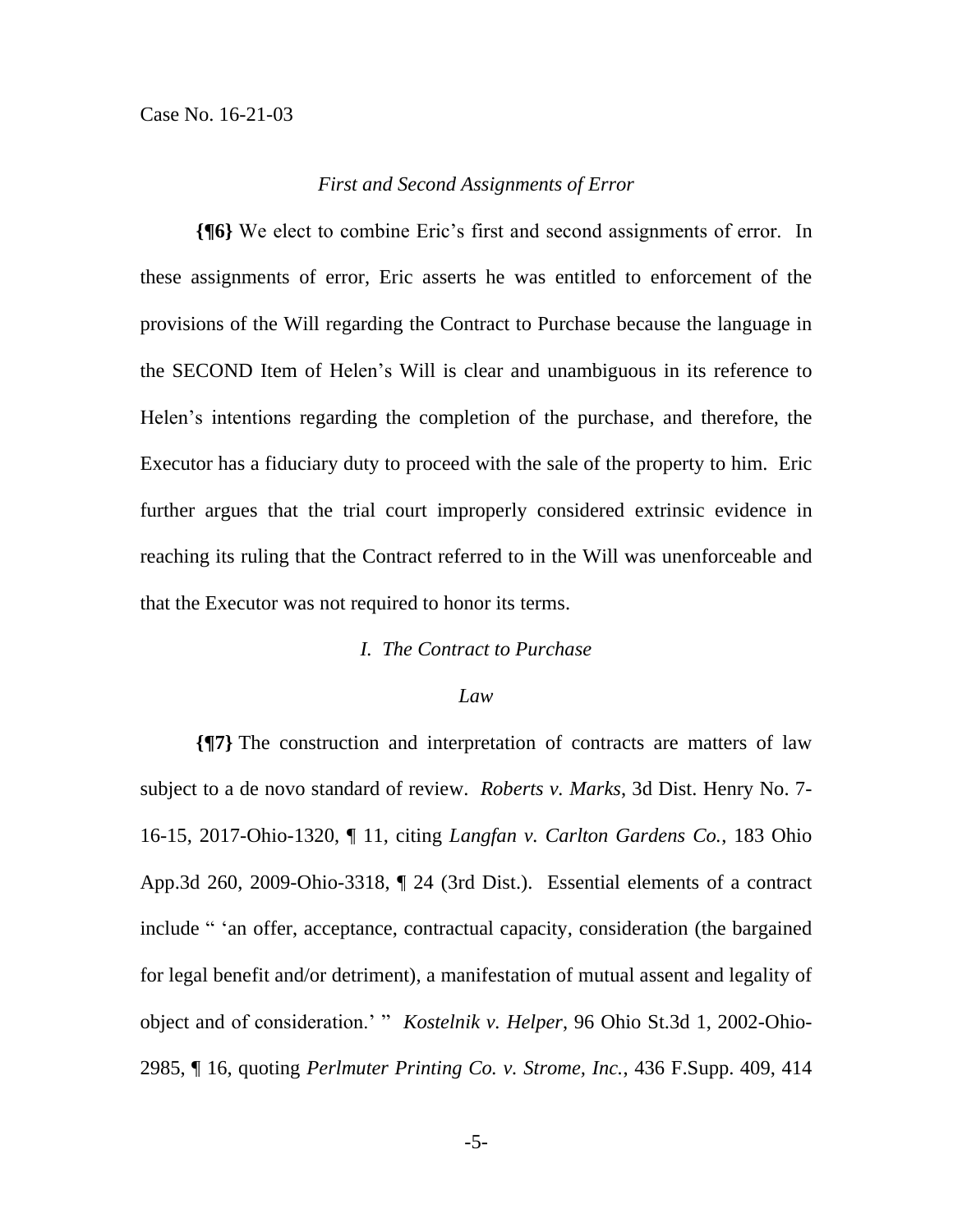*First and Second Assignments of Error*

**{¶6}** We elect to combine Eric's first and second assignments of error. In these assignments of error, Eric asserts he was entitled to enforcement of the provisions of the Will regarding the Contract to Purchase because the language in the SECOND Item of Helen's Will is clear and unambiguous in its reference to Helen's intentions regarding the completion of the purchase, and therefore, the Executor has a fiduciary duty to proceed with the sale of the property to him. Eric further argues that the trial court improperly considered extrinsic evidence in reaching its ruling that the Contract referred to in the Will was unenforceable and that the Executor was not required to honor its terms.

*I. The Contract to Purchase*

*Law*

**{¶7}** The construction and interpretation of contracts are matters of law subject to a de novo standard of review. *Roberts v. Marks*, 3d Dist. Henry No. 7-16-15, 2017-Ohio-1320, ¶ 11, citing *Langfan v. Carlton Gardens Co.*, 183 Ohio App.3d 260, 2009-Ohio-3318, ¶ 24 (3rd Dist.). Essential elements of a contract include " 'an offer, acceptance, contractual capacity, consideration (the bargained for legal benefit and/or detriment), a manifestation of mutual assent and legality of object and of consideration.' " *Kostelnik v. Helper*, 96 Ohio St.3d 1, 2002-Ohio-2985, ¶ 16, quoting *Perlmuter Printing Co. v. Strome, Inc.*, 436 F.Supp. 409, 414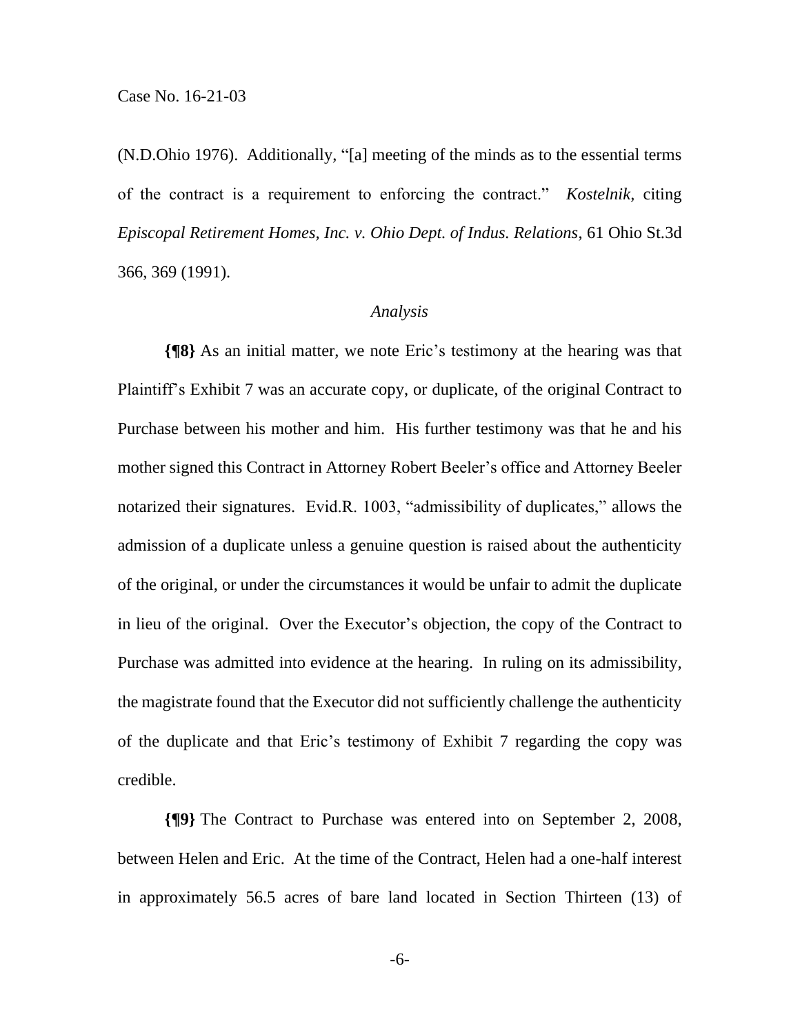(N.D.Ohio 1976). Additionally, "[a] meeting of the minds as to the essential terms of the contract is a requirement to enforcing the contract." *Kostelnik,* citing *Episcopal Retirement Homes, Inc. v. Ohio Dept. of Indus. Relations*, 61 Ohio St.3d 366, 369 (1991).

*Analysis*

**{¶8}** As an initial matter, we note Eric's testimony at the hearing was that Plaintiff's Exhibit 7 was an accurate copy, or duplicate, of the original Contract to Purchase between his mother and him. His further testimony was that he and his mother signed this Contract in Attorney Robert Beeler's office and Attorney Beeler notarized their signatures. Evid.R. 1003, "admissibility of duplicates," allows the admission of a duplicate unless a genuine question is raised about the authenticity of the original, or under the circumstances it would be unfair to admit the duplicate in lieu of the original. Over the Executor's objection, the copy of the Contract to Purchase was admitted into evidence at the hearing. In ruling on its admissibility, the magistrate found that the Executor did not sufficiently challenge the authenticity of the duplicate and that Eric's testimony of Exhibit 7 regarding the copy was credible.

**{¶9}** The Contract to Purchase was entered into on September 2, 2008, between Helen and Eric. At the time of the Contract, Helen had a one-half interest in approximately 56.5 acres of bare land located in Section Thirteen (13) of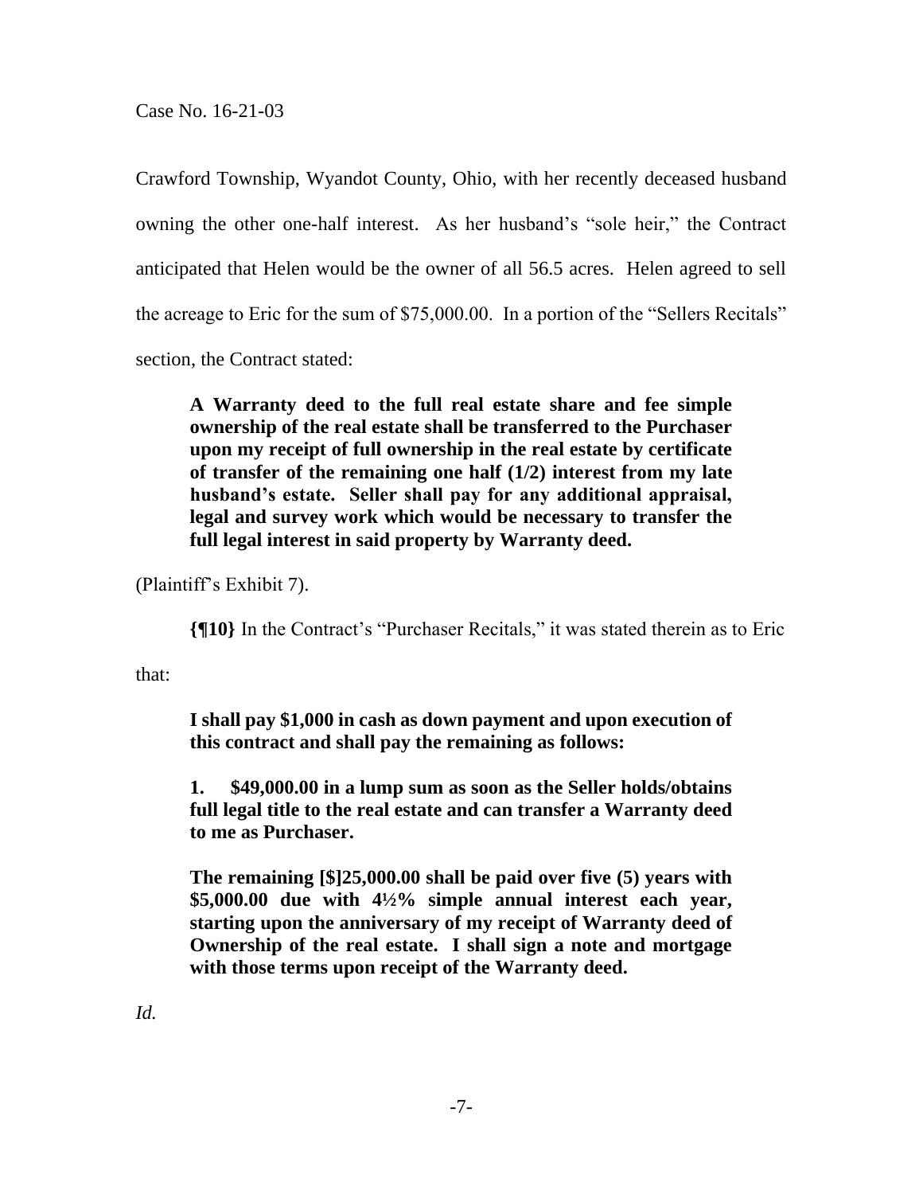Crawford Township, Wyandot County, Ohio, with her recently deceased husband owning the other one-half interest. As her husband's "sole heir," the Contract anticipated that Helen would be the owner of all 56.5 acres. Helen agreed to sell the acreage to Eric for the sum of $75,000.00. In a portion of the "Sellers Recitals" section, the Contract stated:

> **A Warranty deed to the full real estate share and fee simple ownership of the real estate shall be transferred to the Purchaser upon my receipt of full ownership in the real estate by certificate of transfer of the remaining one half (1/2) interest from my late husband's estate. Seller shall pay for any additional appraisal, legal and survey work which would be necessary to transfer the full legal interest in said property by Warranty deed.**

(Plaintiff's Exhibit 7).

**{¶10}** In the Contract's "Purchaser Recitals," it was stated therein as to Eric that:

> **I shall pay $1,000 in cash as down payment and upon execution of this contract and shall pay the remaining as follows:**
>
> **1. $49,000.00 in a lump sum as soon as the Seller holds/obtains full legal title to the real estate and can transfer a Warranty deed to me as Purchaser.**
>
> **The remaining [$]25,000.00 shall be paid over five (5) years with $5,000.00 due with 4½% simple annual interest each year, starting upon the anniversary of my receipt of Warranty deed of Ownership of the real estate. I shall sign a note and mortgage with those terms upon receipt of the Warranty deed.**

*Id.*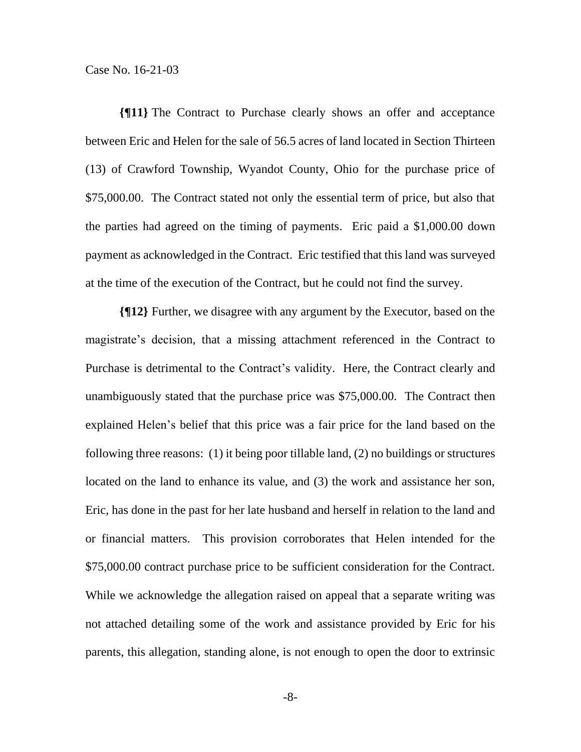**{¶11}** The Contract to Purchase clearly shows an offer and acceptance between Eric and Helen for the sale of 56.5 acres of land located in Section Thirteen (13) of Crawford Township, Wyandot County, Ohio for the purchase price of $75,000.00. The Contract stated not only the essential term of price, but also that the parties had agreed on the timing of payments. Eric paid a $1,000.00 down payment as acknowledged in the Contract. Eric testified that this land was surveyed at the time of the execution of the Contract, but he could not find the survey.

**{¶12}** Further, we disagree with any argument by the Executor, based on the magistrate's decision, that a missing attachment referenced in the Contract to Purchase is detrimental to the Contract's validity. Here, the Contract clearly and unambiguously stated that the purchase price was $75,000.00. The Contract then explained Helen's belief that this price was a fair price for the land based on the following three reasons: (1) it being poor tillable land, (2) no buildings or structures located on the land to enhance its value, and (3) the work and assistance her son, Eric, has done in the past for her late husband and herself in relation to the land and or financial matters. This provision corroborates that Helen intended for the $75,000.00 contract purchase price to be sufficient consideration for the Contract. While we acknowledge the allegation raised on appeal that a separate writing was not attached detailing some of the work and assistance provided by Eric for his parents, this allegation, standing alone, is not enough to open the door to extrinsic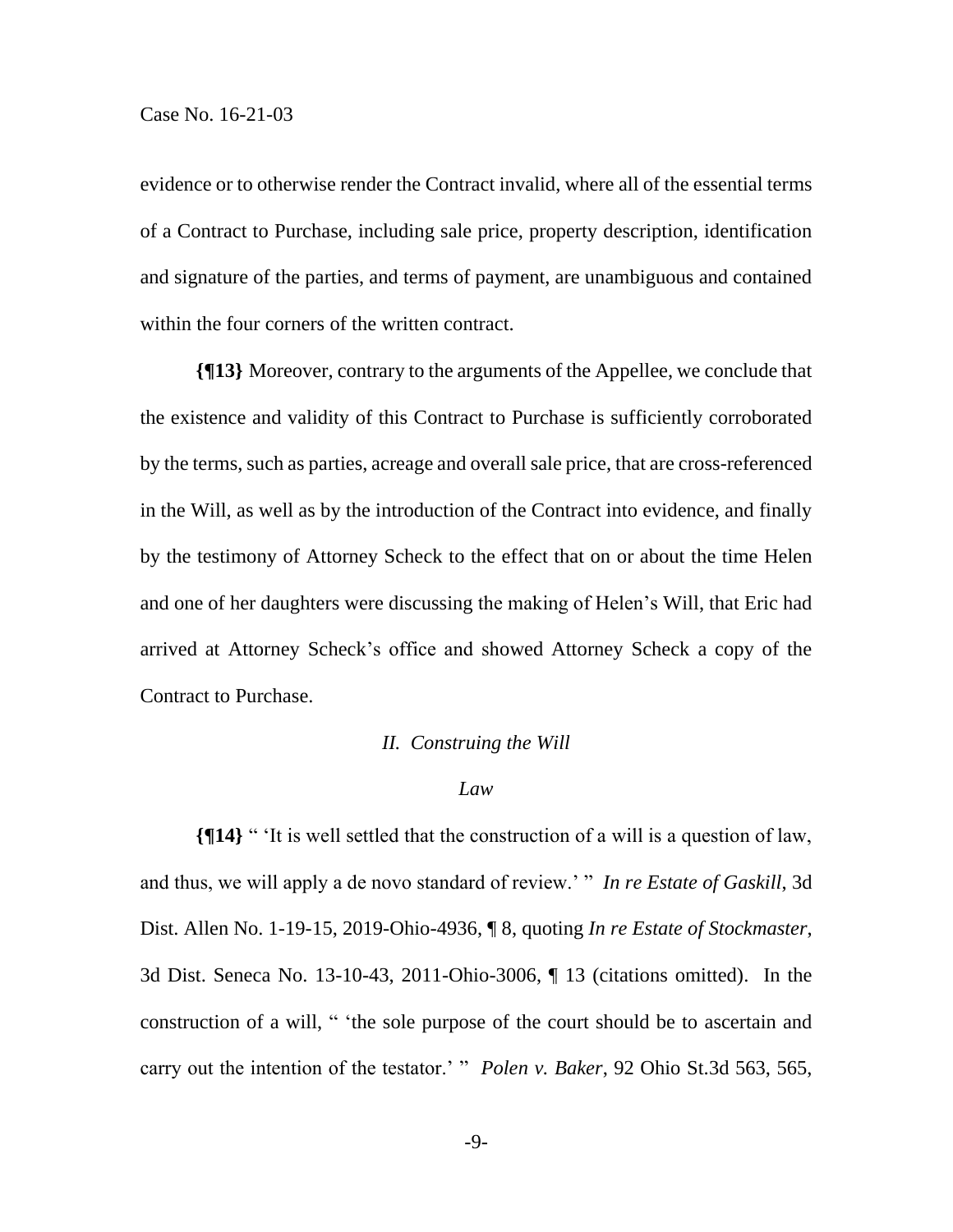evidence or to otherwise render the Contract invalid, where all of the essential terms of a Contract to Purchase, including sale price, property description, identification and signature of the parties, and terms of payment, are unambiguous and contained within the four corners of the written contract.

**{¶13}** Moreover, contrary to the arguments of the Appellee, we conclude that the existence and validity of this Contract to Purchase is sufficiently corroborated by the terms, such as parties, acreage and overall sale price, that are cross-referenced in the Will, as well as by the introduction of the Contract into evidence, and finally by the testimony of Attorney Scheck to the effect that on or about the time Helen and one of her daughters were discussing the making of Helen's Will, that Eric had arrived at Attorney Scheck's office and showed Attorney Scheck a copy of the Contract to Purchase.

### *II. Construing the Will*

#### *Law*

**{¶14}** " 'It is well settled that the construction of a will is a question of law, and thus, we will apply a de novo standard of review.' " *In re Estate of Gaskill*, 3d Dist. Allen No. 1-19-15, 2019-Ohio-4936, ¶ 8, quoting *In re Estate of Stockmaster*, 3d Dist. Seneca No. 13-10-43, 2011-Ohio-3006, ¶ 13 (citations omitted). In the construction of a will, " 'the sole purpose of the court should be to ascertain and carry out the intention of the testator.' " *Polen v. Baker*, 92 Ohio St.3d 563, 565,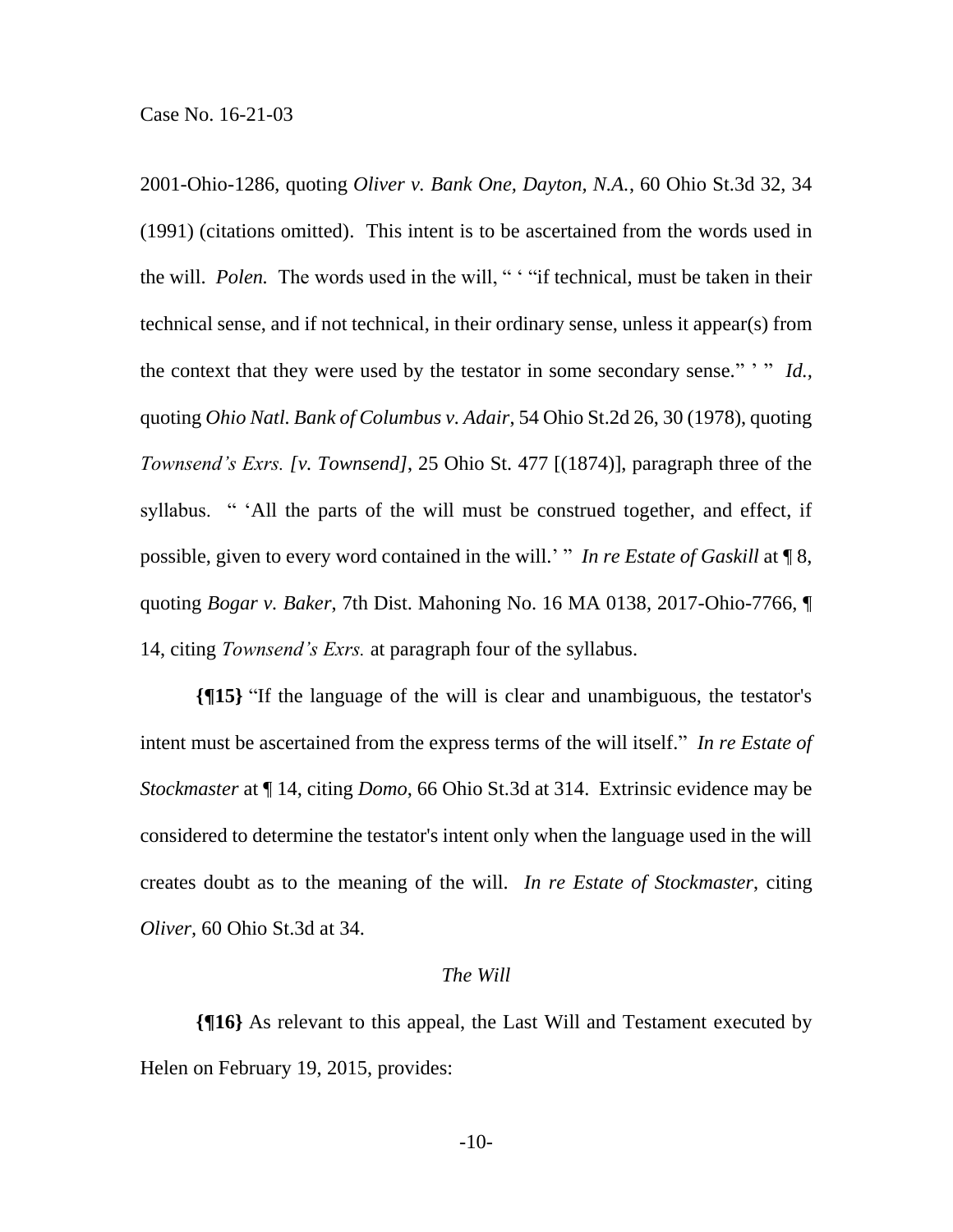2001-Ohio-1286, quoting *Oliver v. Bank One, Dayton, N.A.*, 60 Ohio St.3d 32, 34 (1991) (citations omitted). This intent is to be ascertained from the words used in the will. *Polen.* The words used in the will, " ' "if technical, must be taken in their technical sense, and if not technical, in their ordinary sense, unless it appear(s) from the context that they were used by the testator in some secondary sense." ' " *Id.*, quoting *Ohio Natl. Bank of Columbus v. Adair*, 54 Ohio St.2d 26, 30 (1978), quoting *Townsend's Exrs. [v. Townsend]*, 25 Ohio St. 477 [(1874)], paragraph three of the syllabus. " 'All the parts of the will must be construed together, and effect, if possible, given to every word contained in the will.' " *In re Estate of Gaskill* at ¶ 8, quoting *Bogar v. Baker*, 7th Dist. Mahoning No. 16 MA 0138, 2017-Ohio-7766, ¶ 14, citing *Townsend's Exrs.* at paragraph four of the syllabus.

**{¶15}** "If the language of the will is clear and unambiguous, the testator's intent must be ascertained from the express terms of the will itself." *In re Estate of Stockmaster* at ¶ 14, citing *Domo*, 66 Ohio St.3d at 314. Extrinsic evidence may be considered to determine the testator's intent only when the language used in the will creates doubt as to the meaning of the will. *In re Estate of Stockmaster*, citing *Oliver,* 60 Ohio St.3d at 34.

*The Will*

**{¶16}** As relevant to this appeal, the Last Will and Testament executed by Helen on February 19, 2015, provides: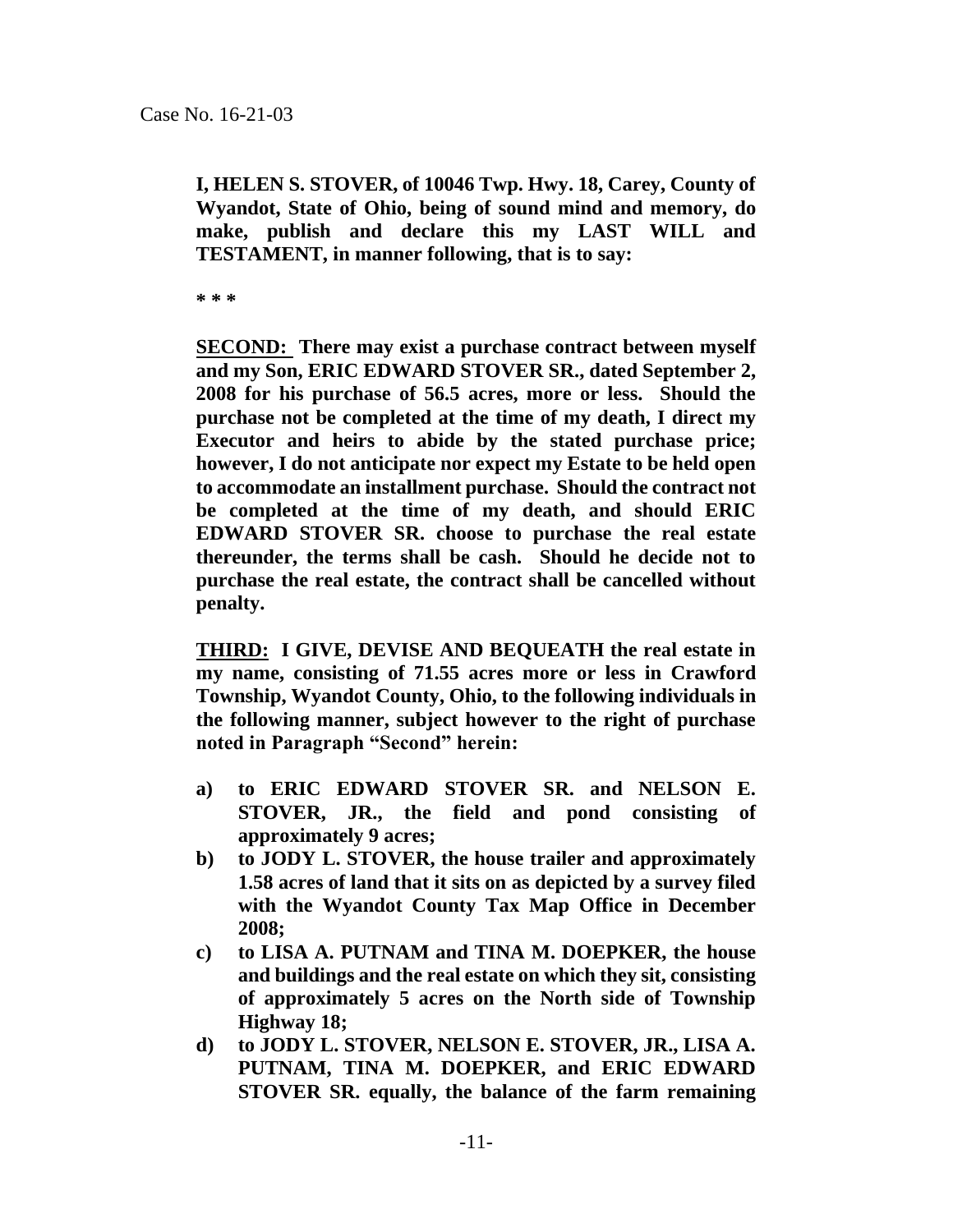Case No. 16-21-03

**I, HELEN S. STOVER, of 10046 Twp. Hwy. 18, Carey, County of Wyandot, State of Ohio, being of sound mind and memory, do make, publish and declare this my LAST WILL and TESTAMENT, in manner following, that is to say:**

*** * ***

**<u>SECOND:</u> There may exist a purchase contract between myself and my Son, ERIC EDWARD STOVER SR., dated September 2, 2008 for his purchase of 56.5 acres, more or less. Should the purchase not be completed at the time of my death, I direct my Executor and heirs to abide by the stated purchase price; however, I do not anticipate nor expect my Estate to be held open to accommodate an installment purchase. Should the contract not be completed at the time of my death, and should ERIC EDWARD STOVER SR. choose to purchase the real estate thereunder, the terms shall be cash. Should he decide not to purchase the real estate, the contract shall be cancelled without penalty.**

**<u>THIRD:</u> I GIVE, DEVISE AND BEQUEATH the real estate in my name, consisting of 71.55 acres more or less in Crawford Township, Wyandot County, Ohio, to the following individuals in the following manner, subject however to the right of purchase noted in Paragraph "Second" herein:**

**a) to ERIC EDWARD STOVER SR. and NELSON E. STOVER, JR., the field and pond consisting of approximately 9 acres;**

**b) to JODY L. STOVER, the house trailer and approximately 1.58 acres of land that it sits on as depicted by a survey filed with the Wyandot County Tax Map Office in December 2008;**

**c) to LISA A. PUTNAM and TINA M. DOEPKER, the house and buildings and the real estate on which they sit, consisting of approximately 5 acres on the North side of Township Highway 18;**

**d) to JODY L. STOVER, NELSON E. STOVER, JR., LISA A. PUTNAM, TINA M. DOEPKER, and ERIC EDWARD STOVER SR. equally, the balance of the farm remaining**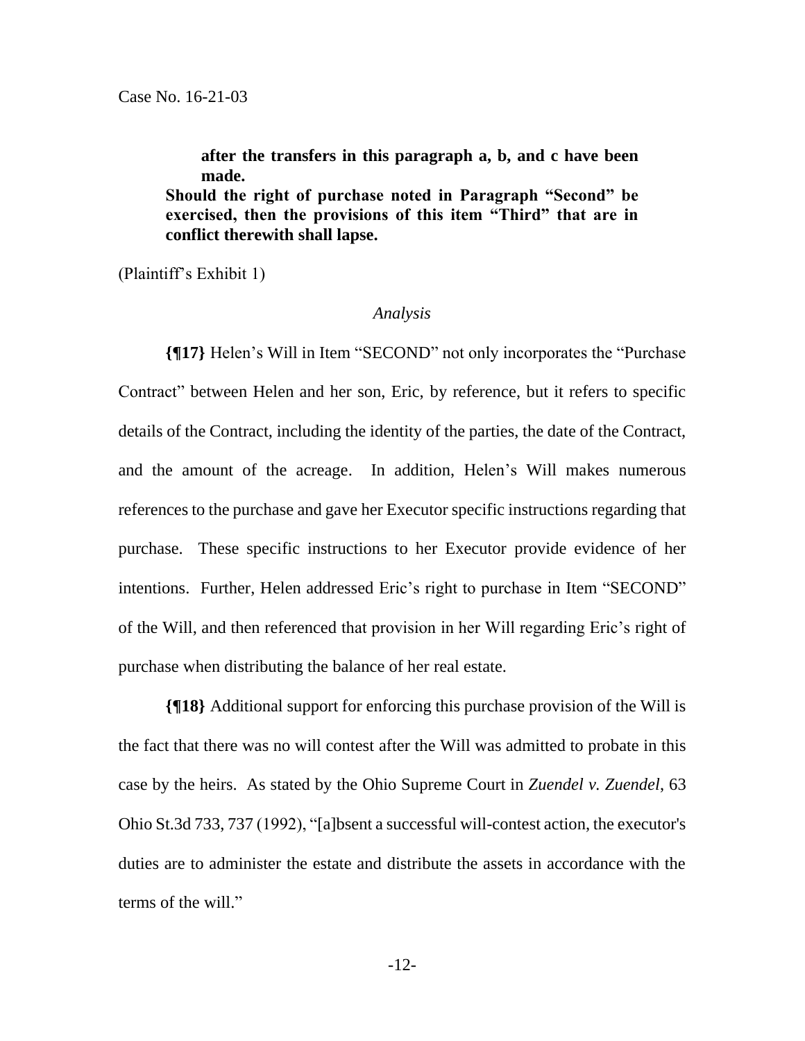**after the transfers in this paragraph a, b, and c have been made.**

**Should the right of purchase noted in Paragraph "Second" be exercised, then the provisions of this item "Third" that are in conflict therewith shall lapse.**

(Plaintiff's Exhibit 1)

*Analysis*

**{¶17}** Helen's Will in Item "SECOND" not only incorporates the "Purchase Contract" between Helen and her son, Eric, by reference, but it refers to specific details of the Contract, including the identity of the parties, the date of the Contract, and the amount of the acreage. In addition, Helen's Will makes numerous references to the purchase and gave her Executor specific instructions regarding that purchase. These specific instructions to her Executor provide evidence of her intentions. Further, Helen addressed Eric's right to purchase in Item "SECOND" of the Will, and then referenced that provision in her Will regarding Eric's right of purchase when distributing the balance of her real estate.

**{¶18}** Additional support for enforcing this purchase provision of the Will is the fact that there was no will contest after the Will was admitted to probate in this case by the heirs. As stated by the Ohio Supreme Court in *Zuendel v. Zuendel*, 63 Ohio St.3d 733, 737 (1992), "[a]bsent a successful will-contest action, the executor's duties are to administer the estate and distribute the assets in accordance with the terms of the will."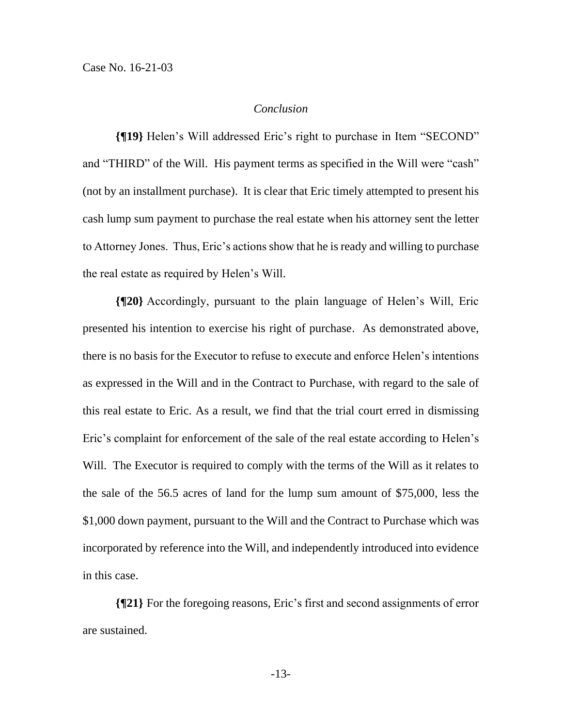*Conclusion*

**{¶19}** Helen's Will addressed Eric's right to purchase in Item "SECOND" and "THIRD" of the Will. His payment terms as specified in the Will were "cash" (not by an installment purchase). It is clear that Eric timely attempted to present his cash lump sum payment to purchase the real estate when his attorney sent the letter to Attorney Jones. Thus, Eric's actions show that he is ready and willing to purchase the real estate as required by Helen's Will.

**{¶20}** Accordingly, pursuant to the plain language of Helen's Will, Eric presented his intention to exercise his right of purchase. As demonstrated above, there is no basis for the Executor to refuse to execute and enforce Helen's intentions as expressed in the Will and in the Contract to Purchase, with regard to the sale of this real estate to Eric. As a result, we find that the trial court erred in dismissing Eric's complaint for enforcement of the sale of the real estate according to Helen's Will. The Executor is required to comply with the terms of the Will as it relates to the sale of the 56.5 acres of land for the lump sum amount of $75,000, less the $1,000 down payment, pursuant to the Will and the Contract to Purchase which was incorporated by reference into the Will, and independently introduced into evidence in this case.

**{¶21}** For the foregoing reasons, Eric's first and second assignments of error are sustained.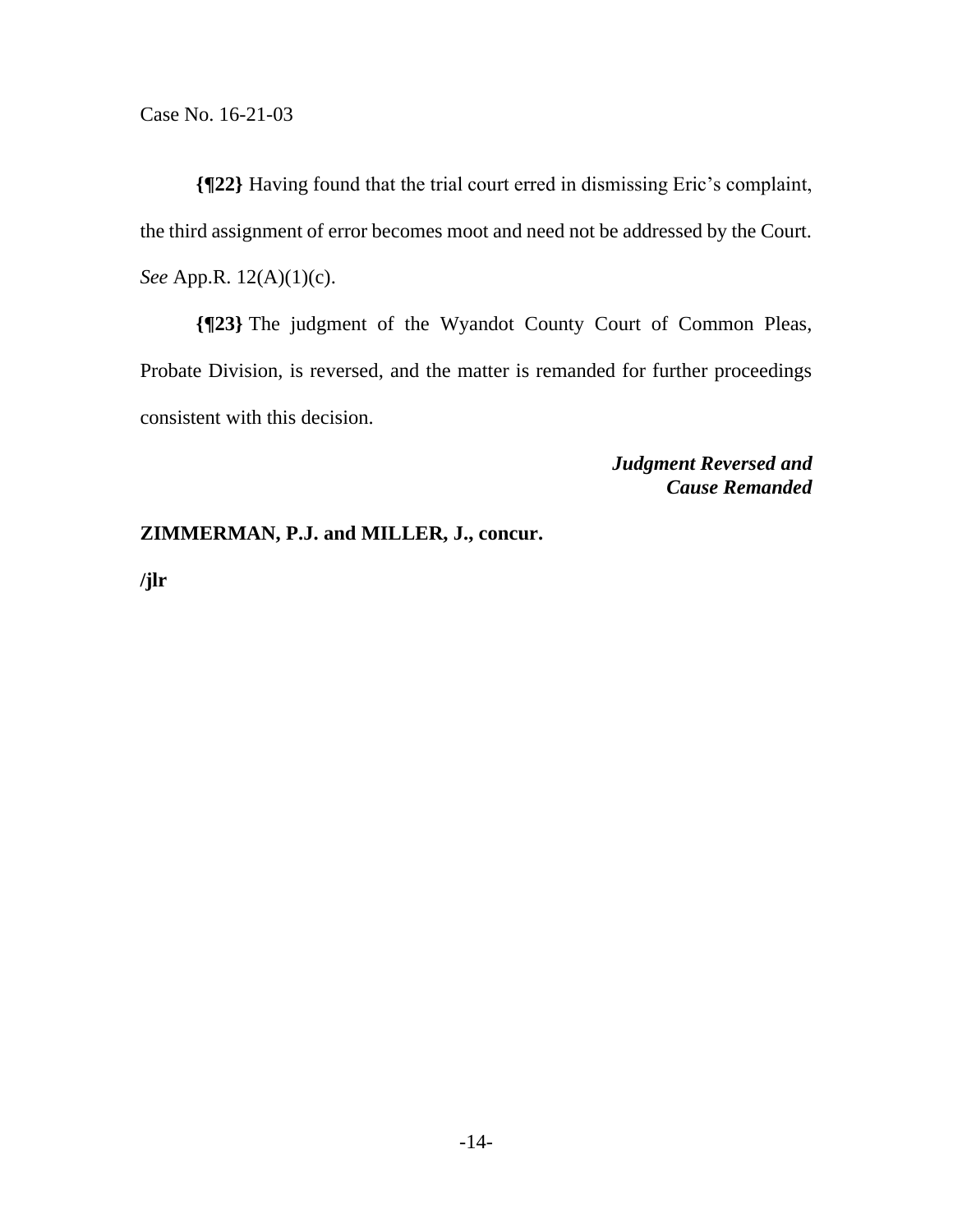**{¶22}** Having found that the trial court erred in dismissing Eric's complaint, the third assignment of error becomes moot and need not be addressed by the Court. *See* App.R. 12(A)(1)(c).

**{¶23}** The judgment of the Wyandot County Court of Common Pleas, Probate Division, is reversed, and the matter is remanded for further proceedings consistent with this decision.

***Judgment Reversed and Cause Remanded***

**ZIMMERMAN, P.J. and MILLER, J., concur.**

**/jlr**